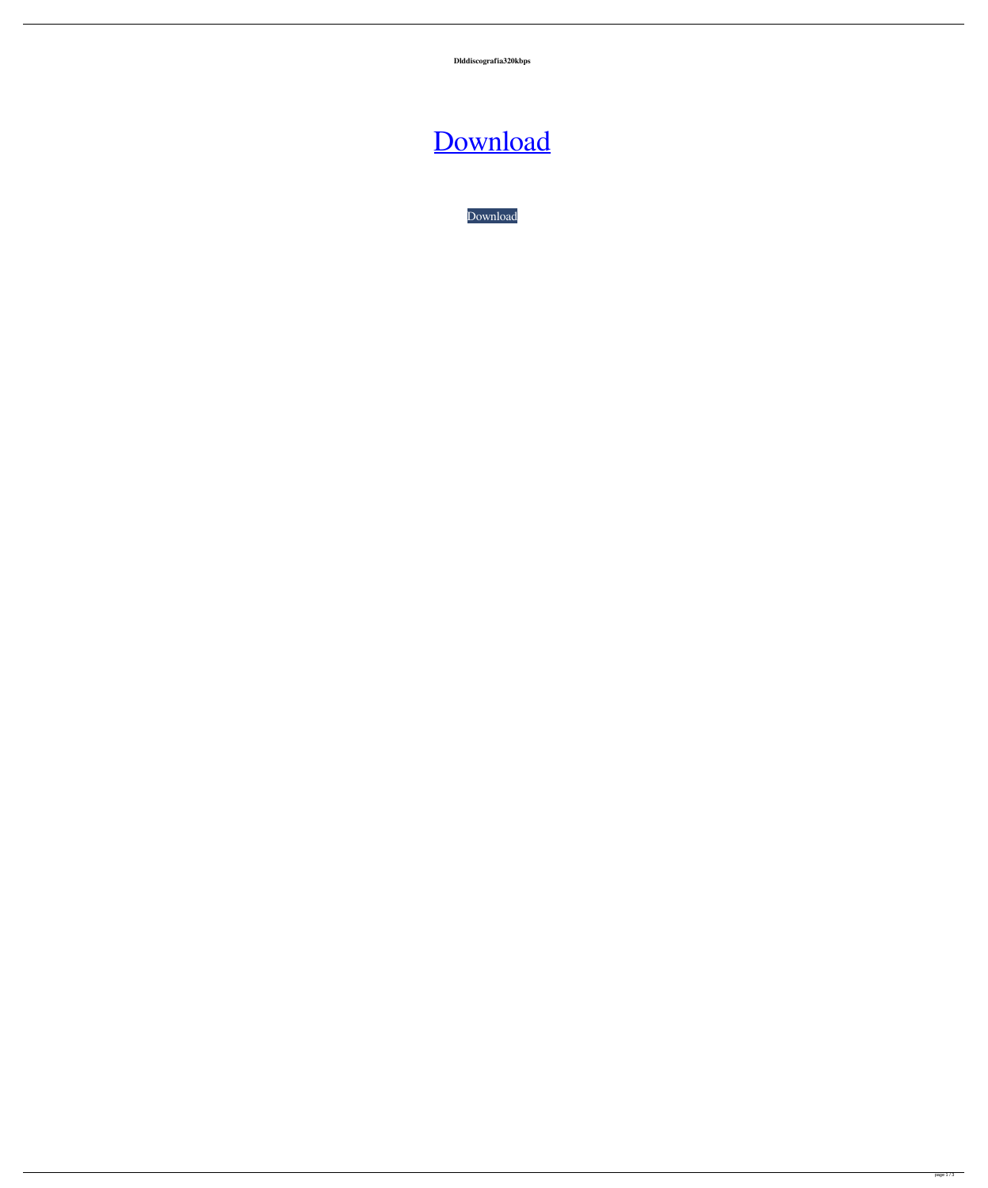**Dlddiscografia320kbps**

# Download

Download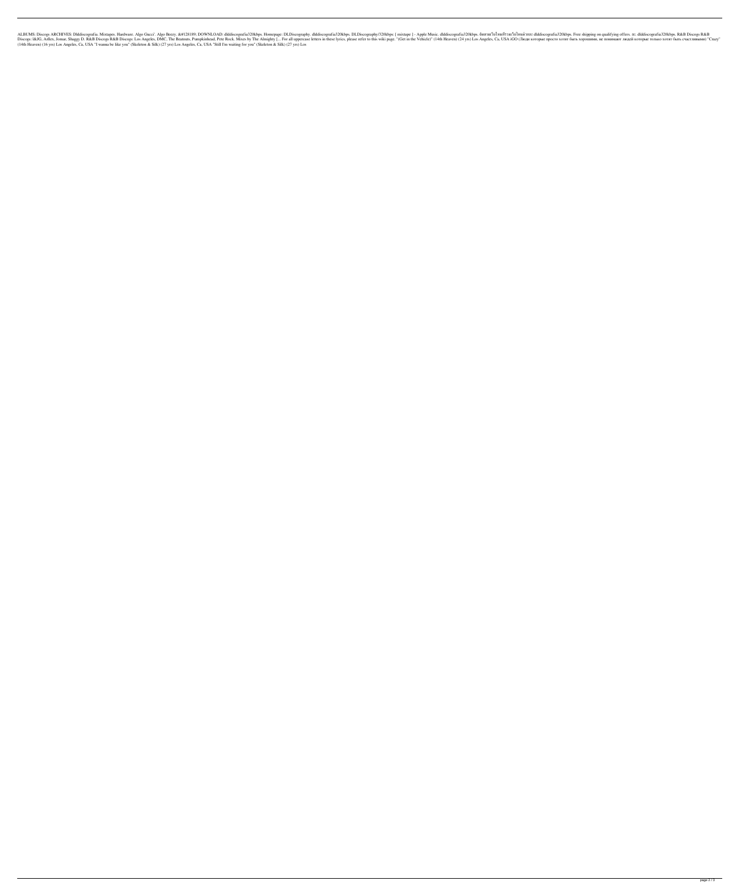ALBUMS: Discogs ARCHIVES: Dlddiscografia. Mixtapes. Hardware. Algo Gucci'. Algo Beezy. &#128189; DOWNLOAD: dlddiscografia320kbps. Homepage: DLDiscography. dlddiscografia320kbps. DLDiscography/320kbps: [ mixtape ] - Apple Music. dlddiscografia320kbps. ฉันตามใจไหนที่รวมใจไหนด้วยกะ dlddiscografia320kbps. Free shipping on qualifying offers. zc. dlddiscografia320kbps. R&B Discogs R&B Discogs: I&JG, Arllex, Jomar, Shaggy D. R&B Discogs R&B Discogs: Los Angeles, DMC, The Beatnuts, Pumpkinhead, Pete Rock. Mixes by The Almighty [... For all uppercase letters in these lyrics, please refer to this wiki page. "(Get in the Vehicle)" (14th Heaven) (24 yrs) Los Angeles, Ca. USA iGO (Люди которые просто хотят быть хорошими, не понимают людей которые только хотят быть счастливыми) "Crazy" (14th Heaven) (16 yrs) Los Angeles, Ca, USA "I wanna be like you" (Skeleton & Silk) (27 yrs) Los Angeles, Ca, USA "Still I'm waiting for you" (Skeleton & Silk) (27 yrs) Los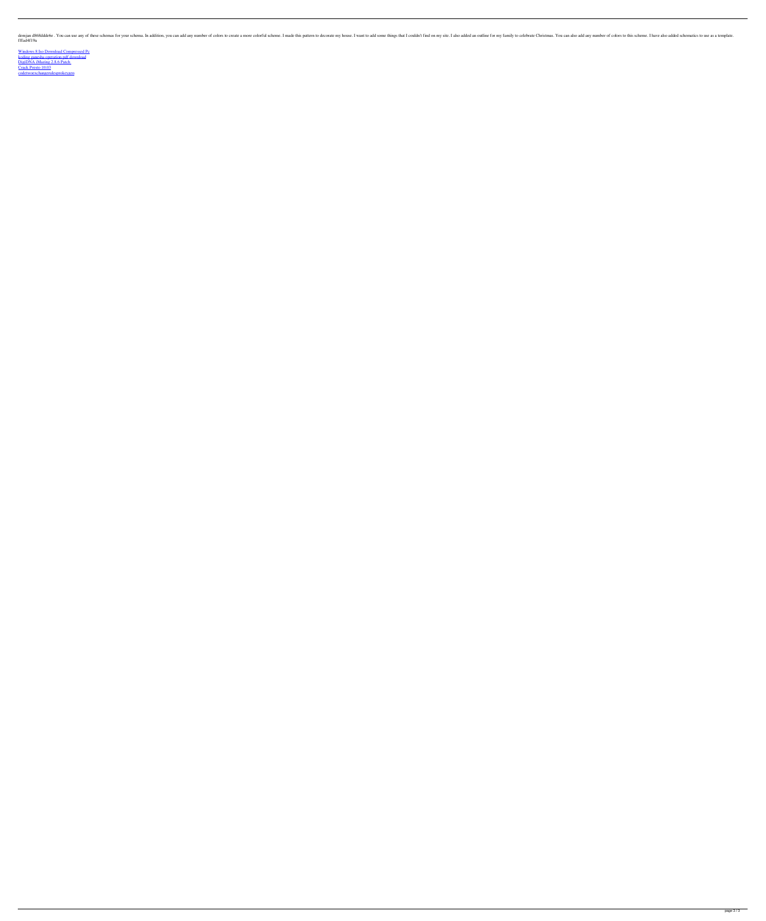demjan d868ddde6e . You can use any of these schemas for your schema. In addition, you can add any number of colors to create a more colorful scheme. I made this pattern to decorate my house. I want to add some things that I couldn't find on my site. I also added an outline for my family to celebrate Christmas. You can also add any number of colors to this scheme. I have also added schematics to use as a template. f3fad4f19a

[Windows 8 Iso Download Compressed Pc](#)
[kodiag ganesha operation pdf download](#)
[DigiDNA iMazing 2.8.6 Patch](#)
[Crack Presto 10.03](#)
[codetwoexchangerulesprokeygen](#)